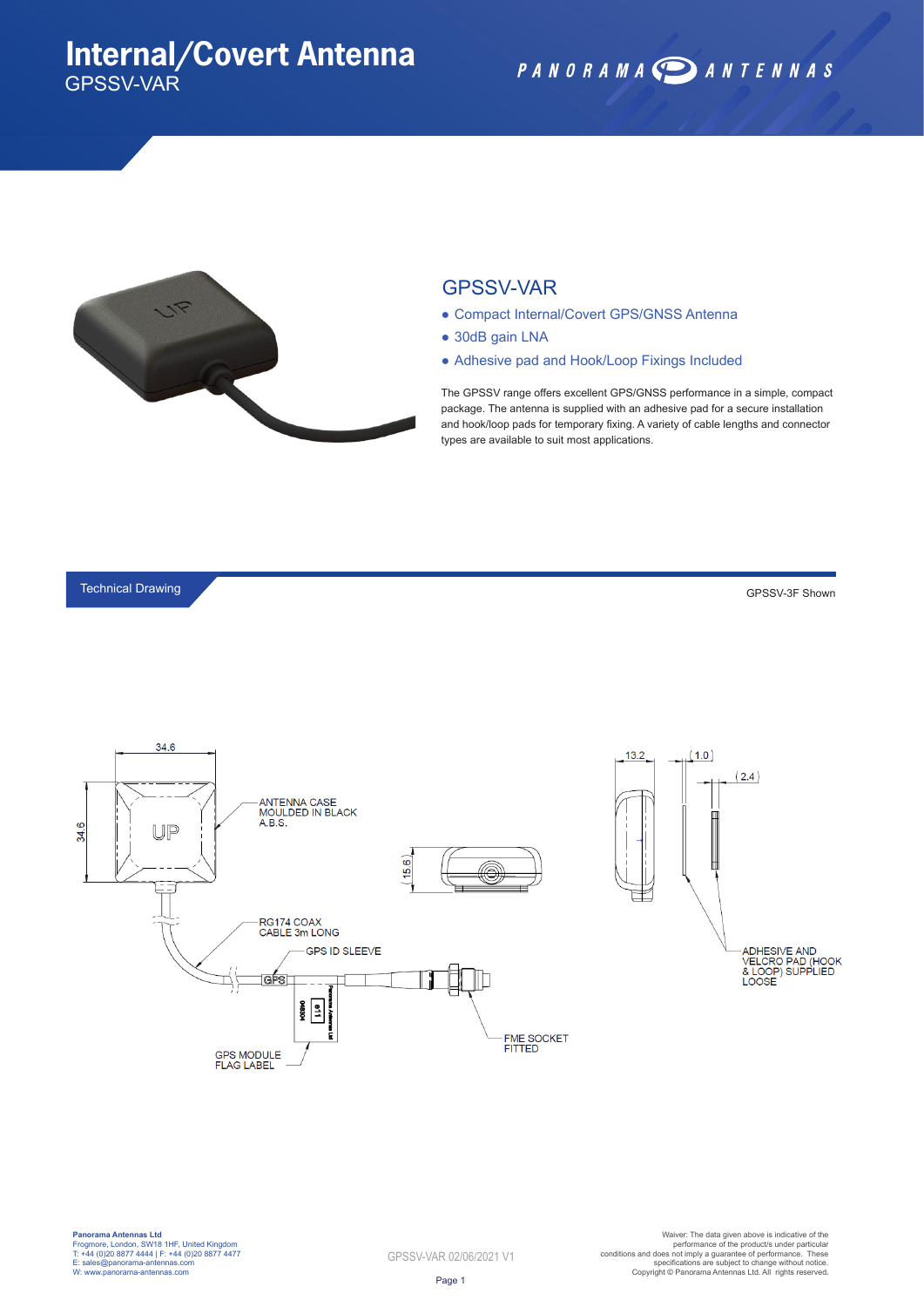# Internal/Covert Antenna

GPSSV-VAR

PANORAMA ANTENNAS

## GPSSV-VAR

- Compact Internal/Covert GPS/GNSS Antenna
- 30dB gain LNA
- Adhesive pad and Hook/Loop Fixings Included

The GPSSV range offers excellent GPS/GNSS performance in a simple, compact package. The antenna is supplied with an adhesive pad for a secure installation and hook/loop pads for temporary fixing. A variety of cable lengths and connector types are available to suit most applications.

## Technical Drawing

GPSSV-3F Shown

34.6

34.6

UP

ANTENNA CASE MOULDED IN BLACK A.B.S.

15.6

13.2

1.0

2.4

RG174 COAX CABLE 3m LONG

GPS ID SLEEVE

GPS

GPS MODULE FLAG LABEL

FME SOCKET FITTED

ADHESIVE AND VELCRO PAD (HOOK & LOOP) SUPPLIED LOOSE

**Panorama Antennas Ltd**
Frogmore, London, SW18 1HF, United Kingdom
T: +44 (0)20 8877 4444 | F: +44 (0)20 8877 4477
E: sales@panorama-antennas.com
W: www.panorama-antennas.com

GPSSV-VAR 02/06/2021 V1

Waiver: The data given above is indicative of the performance of the product/s under particular conditions and does not imply a guarantee of performance. These specifications are subject to change without notice. Copyright © Panorama Antennas Ltd. All rights reserved.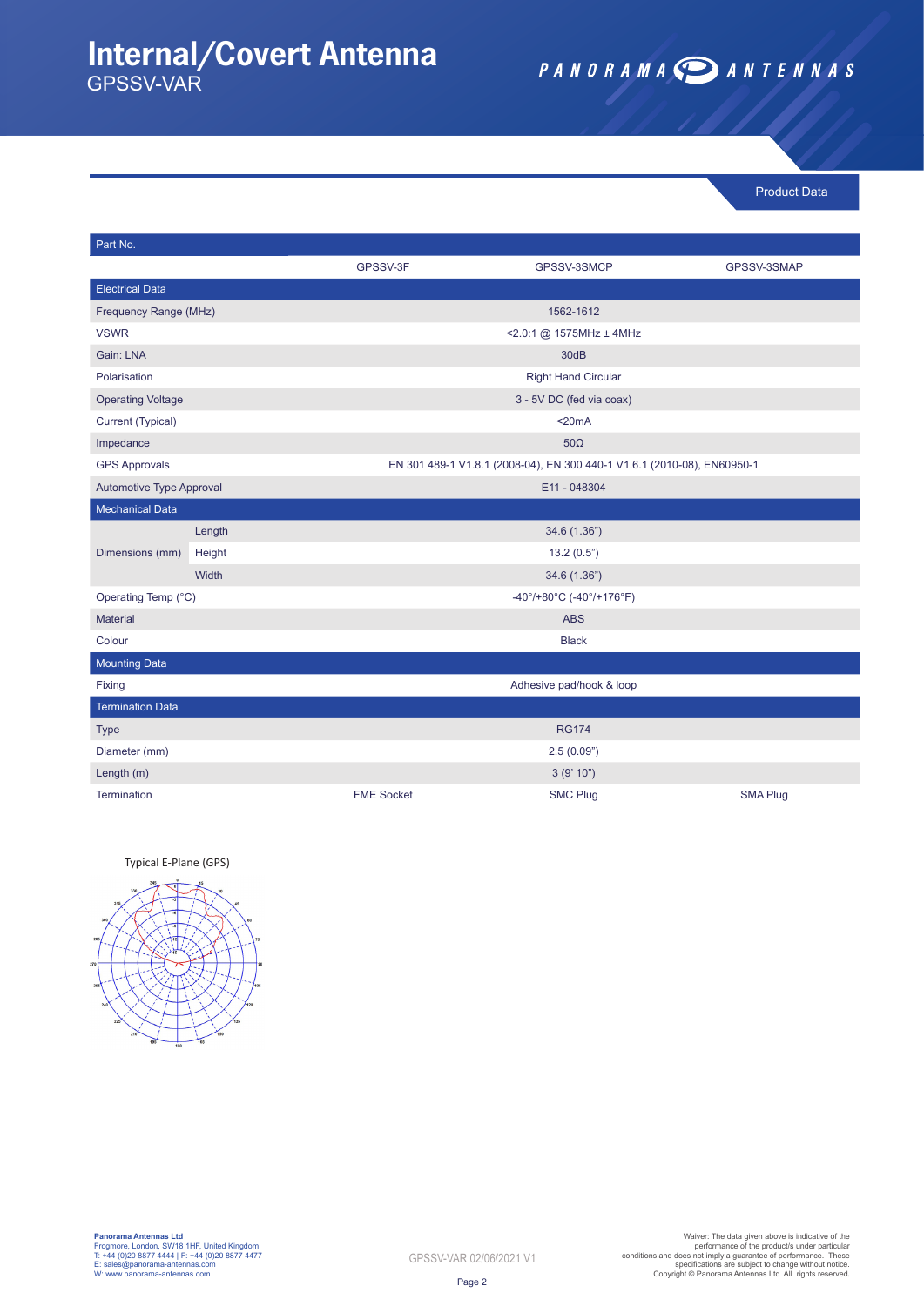# Internal/Covert Antenna

GPSSV-VAR

PANORAMA ANTENNAS

Product Data

| Part No. | | GPSSV-3F | GPSSV-3SMCP | GPSSV-3SMAP |
|---|---|---|---|---|
| **Electrical Data** | | | | |
| Frequency Range (MHz) | | | 1562-1612 | |
| VSWR | | | <2.0:1 @ 1575MHz ± 4MHz | |
| Gain: LNA | | | 30dB | |
| Polarisation | | | Right Hand Circular | |
| Operating Voltage | | | 3 - 5V DC (fed via coax) | |
| Current (Typical) | | | <20mA | |
| Impedance | | | 50Ω | |
| GPS Approvals | | | EN 301 489-1 V1.8.1 (2008-04), EN 300 440-1 V1.6.1 (2010-08), EN60950-1 | |
| Automotive Type Approval | | | E11 - 048304 | |
| **Mechanical Data** | | | | |
| Dimensions (mm) | Length | | 34.6 (1.36") | |
| | Height | | 13.2 (0.5") | |
| | Width | | 34.6 (1.36") | |
| Operating Temp (°C) | | | -40°/+80°C (-40°/+176°F) | |
| Material | | | ABS | |
| Colour | | | Black | |
| **Mounting Data** | | | | |
| Fixing | | | Adhesive pad/hook & loop | |
| **Termination Data** | | | | |
| Type | | | RG174 | |
| Diameter (mm) | | | 2.5 (0.09") | |
| Length (m) | | | 3 (9' 10") | |
| Termination | | FME Socket | SMC Plug | SMA Plug |

Typical E-Plane (GPS)

**Panorama Antennas Ltd**
Frogmore, London, SW18 1HF, United Kingdom
T: +44 (0)20 8877 4444 | F: +44 (0)20 8877 4477
E: sales@panorama-antennas.com
W: www.panorama-antennas.com

GPSSV-VAR 02/06/2021 V1

Waiver: The data given above is indicative of the performance of the product/s under particular conditions and does not imply a guarantee of performance. These specifications are subject to change without notice.
Copyright © Panorama Antennas Ltd. All rights reserved.